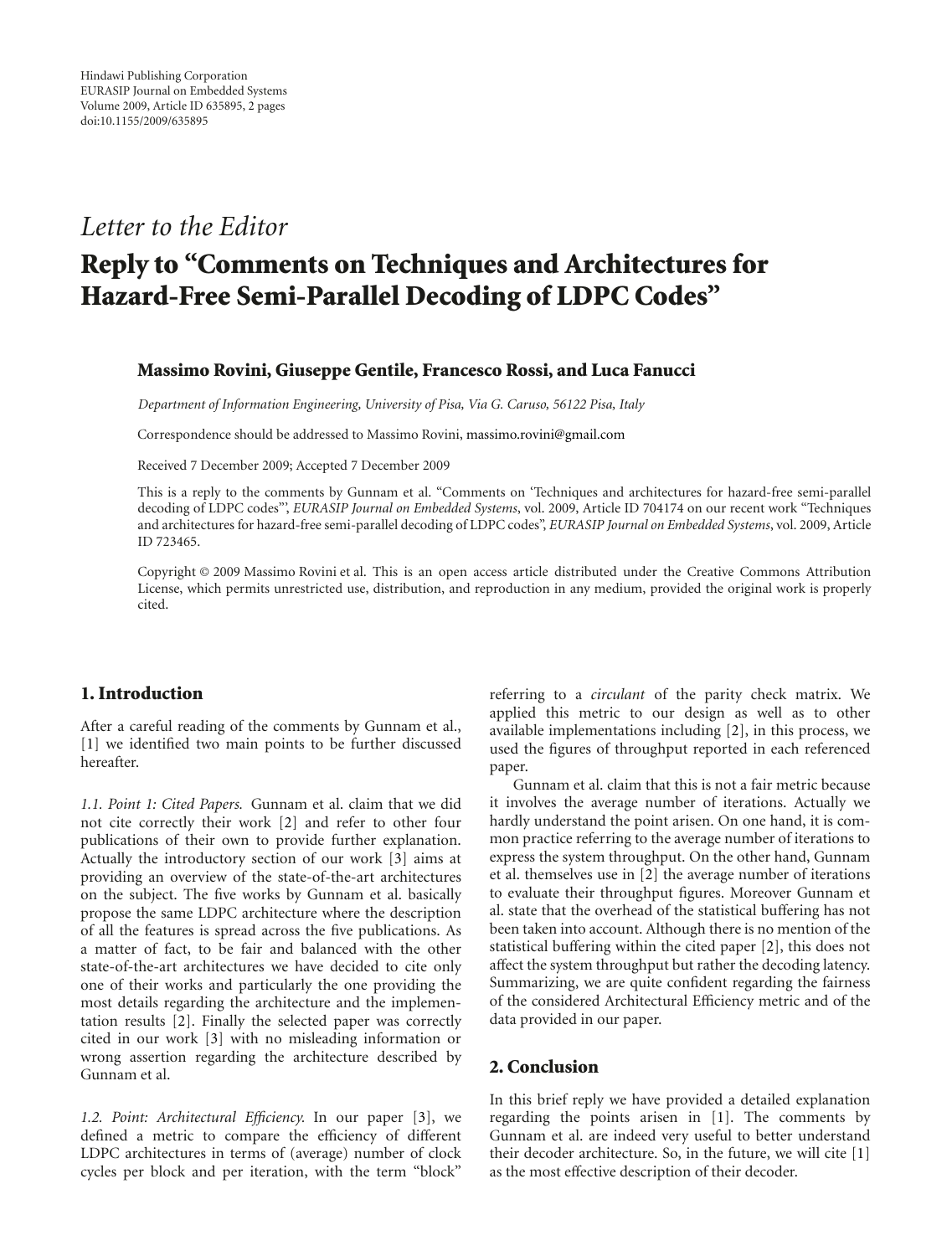*Letter to the Editor*

# Reply to "Comments on Techniques and Architectures for Hazard-Free Semi-Parallel Decoding of LDPC Codes"

**Massimo Rovini, Giuseppe Gentile, Francesco Rossi, and Luca Fanucci**

*Department of Information Engineering, University of Pisa, Via G. Caruso, 56122 Pisa, Italy*

Correspondence should be addressed to Massimo Rovini, massimo.rovini@gmail.com

Received 7 December 2009; Accepted 7 December 2009

This is a reply to the comments by Gunnam et al. "Comments on 'Techniques and architectures for hazard-free semi-parallel decoding of LDPC codes"', *EURASIP Journal on Embedded Systems*, vol. 2009, Article ID 704174 on our recent work "Techniques and architectures for hazard-free semi-parallel decoding of LDPC codes", *EURASIP Journal on Embedded Systems*, vol. 2009, Article ID 723465.

Copyright © 2009 Massimo Rovini et al. This is an open access article distributed under the Creative Commons Attribution License, which permits unrestricted use, distribution, and reproduction in any medium, provided the original work is properly cited.

## 1. Introduction

After a careful reading of the comments by Gunnam et al., [1] we identified two main points to be further discussed hereafter.

*1.1. Point 1: Cited Papers.* Gunnam et al. claim that we did not cite correctly their work [2] and refer to other four publications of their own to provide further explanation. Actually the introductory section of our work [3] aims at providing an overview of the state-of-the-art architectures on the subject. The five works by Gunnam et al. basically propose the same LDPC architecture where the description of all the features is spread across the five publications. As a matter of fact, to be fair and balanced with the other state-of-the-art architectures we have decided to cite only one of their works and particularly the one providing the most details regarding the architecture and the implementation results [2]. Finally the selected paper was correctly cited in our work [3] with no misleading information or wrong assertion regarding the architecture described by Gunnam et al.

*1.2. Point: Architectural Efficiency.* In our paper [3], we defined a metric to compare the efficiency of different LDPC architectures in terms of (average) number of clock cycles per block and per iteration, with the term "block" referring to a *circulant* of the parity check matrix. We applied this metric to our design as well as to other available implementations including [2], in this process, we used the figures of throughput reported in each referenced paper.

Gunnam et al. claim that this is not a fair metric because it involves the average number of iterations. Actually we hardly understand the point arisen. On one hand, it is common practice referring to the average number of iterations to express the system throughput. On the other hand, Gunnam et al. themselves use in [2] the average number of iterations to evaluate their throughput figures. Moreover Gunnam et al. state that the overhead of the statistical buffering has not been taken into account. Although there is no mention of the statistical buffering within the cited paper [2], this does not affect the system throughput but rather the decoding latency. Summarizing, we are quite confident regarding the fairness of the considered Architectural Efficiency metric and of the data provided in our paper.

## 2. Conclusion

In this brief reply we have provided a detailed explanation regarding the points arisen in [1]. The comments by Gunnam et al. are indeed very useful to better understand their decoder architecture. So, in the future, we will cite [1] as the most effective description of their decoder.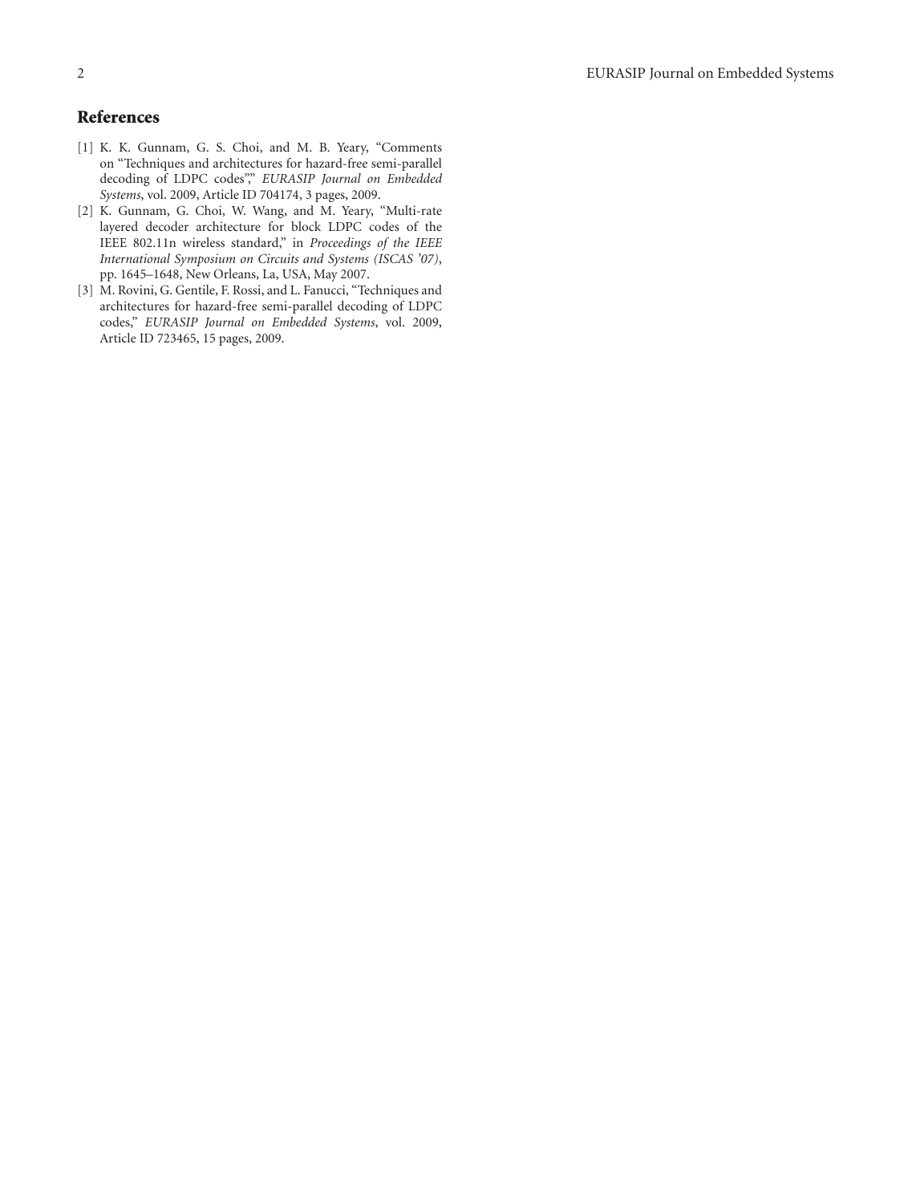## References

[1] K. K. Gunnam, G. S. Choi, and M. B. Yeary, "Comments on "Techniques and architectures for hazard-free semi-parallel decoding of LDPC codes"," *EURASIP Journal on Embedded Systems*, vol. 2009, Article ID 704174, 3 pages, 2009.

[2] K. Gunnam, G. Choi, W. Wang, and M. Yeary, "Multi-rate layered decoder architecture for block LDPC codes of the IEEE 802.11n wireless standard," in *Proceedings of the IEEE International Symposium on Circuits and Systems (ISCAS '07)*, pp. 1645–1648, New Orleans, La, USA, May 2007.

[3] M. Rovini, G. Gentile, F. Rossi, and L. Fanucci, "Techniques and architectures for hazard-free semi-parallel decoding of LDPC codes," *EURASIP Journal on Embedded Systems*, vol. 2009, Article ID 723465, 15 pages, 2009.